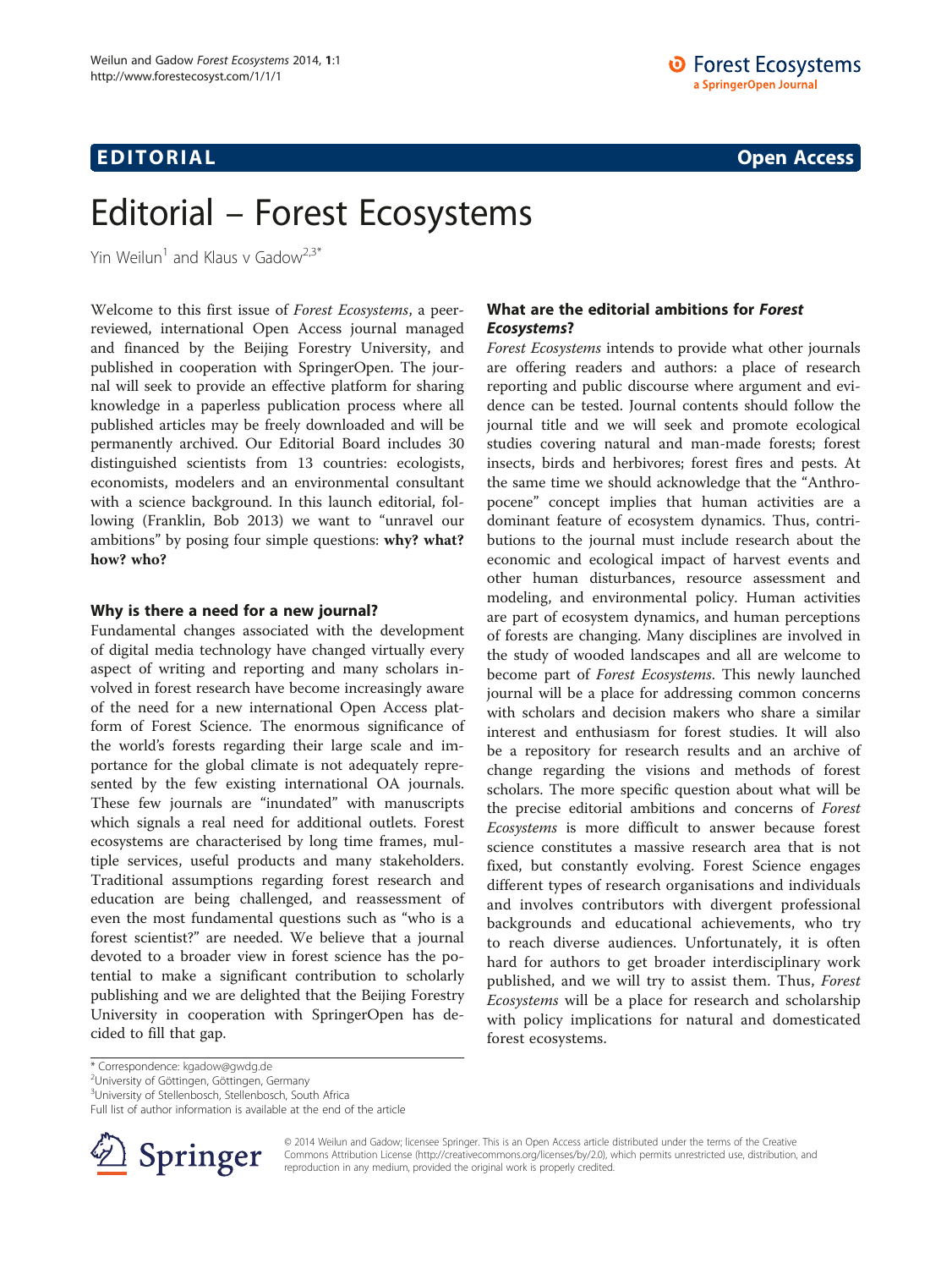**EDITORIAL** **Open Access**

# Editorial – Forest Ecosystems

Yin Weilun[1] and Klaus v Gadow[2,3*]

Welcome to this first issue of *Forest Ecosystems*, a peer-reviewed, international Open Access journal managed and financed by the Beijing Forestry University, and published in cooperation with SpringerOpen. The journal will seek to provide an effective platform for sharing knowledge in a paperless publication process where all published articles may be freely downloaded and will be permanently archived. Our Editorial Board includes 30 distinguished scientists from 13 countries: ecologists, economists, modelers and an environmental consultant with a science background. In this launch editorial, following (Franklin, Bob 2013) we want to "unravel our ambitions" by posing four simple questions: **why? what? how? who?**

### Why is there a need for a new journal?

Fundamental changes associated with the development of digital media technology have changed virtually every aspect of writing and reporting and many scholars involved in forest research have become increasingly aware of the need for a new international Open Access platform of Forest Science. The enormous significance of the world's forests regarding their large scale and importance for the global climate is not adequately represented by the few existing international OA journals. These few journals are "inundated" with manuscripts which signals a real need for additional outlets. Forest ecosystems are characterised by long time frames, multiple services, useful products and many stakeholders. Traditional assumptions regarding forest research and education are being challenged, and reassessment of even the most fundamental questions such as "who is a forest scientist?" are needed. We believe that a journal devoted to a broader view in forest science has the potential to make a significant contribution to scholarly publishing and we are delighted that the Beijing Forestry University in cooperation with SpringerOpen has decided to fill that gap.

### What are the editorial ambitions for *Forest Ecosystems*?

*Forest Ecosystems* intends to provide what other journals are offering readers and authors: a place of research reporting and public discourse where argument and evidence can be tested. Journal contents should follow the journal title and we will seek and promote ecological studies covering natural and man-made forests; forest insects, birds and herbivores; forest fires and pests. At the same time we should acknowledge that the "Anthropocene" concept implies that human activities are a dominant feature of ecosystem dynamics. Thus, contributions to the journal must include research about the economic and ecological impact of harvest events and other human disturbances, resource assessment and modeling, and environmental policy. Human activities are part of ecosystem dynamics, and human perceptions of forests are changing. Many disciplines are involved in the study of wooded landscapes and all are welcome to become part of *Forest Ecosystems*. This newly launched journal will be a place for addressing common concerns with scholars and decision makers who share a similar interest and enthusiasm for forest studies. It will also be a repository for research results and an archive of change regarding the visions and methods of forest scholars. The more specific question about what will be the precise editorial ambitions and concerns of *Forest Ecosystems* is more difficult to answer because forest science constitutes a massive research area that is not fixed, but constantly evolving. Forest Science engages different types of research organisations and individuals and involves contributors with divergent professional backgrounds and educational achievements, who try to reach diverse audiences. Unfortunately, it is often hard for authors to get broader interdisciplinary work published, and we will try to assist them. Thus, *Forest Ecosystems* will be a place for research and scholarship with policy implications for natural and domesticated forest ecosystems.

\* Correspondence: kgadow@gwdg.de
[2]University of Göttingen, Göttingen, Germany
[3]University of Stellenbosch, Stellenbosch, South Africa
Full list of author information is available at the end of the article

© 2014 Weilun and Gadow; licensee Springer. This is an Open Access article distributed under the terms of the Creative Commons Attribution License (http://creativecommons.org/licenses/by/2.0), which permits unrestricted use, distribution, and reproduction in any medium, provided the original work is properly credited.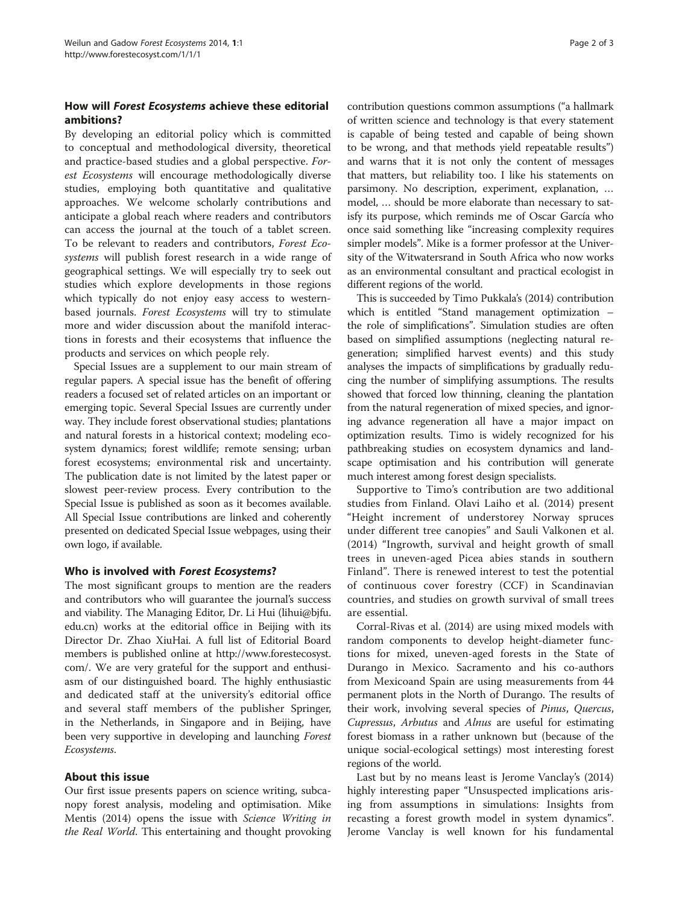## How will *Forest Ecosystems* achieve these editorial ambitions?

By developing an editorial policy which is committed to conceptual and methodological diversity, theoretical and practice-based studies and a global perspective. *Forest Ecosystems* will encourage methodologically diverse studies, employing both quantitative and qualitative approaches. We welcome scholarly contributions and anticipate a global reach where readers and contributors can access the journal at the touch of a tablet screen. To be relevant to readers and contributors, *Forest Ecosystems* will publish forest research in a wide range of geographical settings. We will especially try to seek out studies which explore developments in those regions which typically do not enjoy easy access to western-based journals. *Forest Ecosystems* will try to stimulate more and wider discussion about the manifold interactions in forests and their ecosystems that influence the products and services on which people rely.

Special Issues are a supplement to our main stream of regular papers. A special issue has the benefit of offering readers a focused set of related articles on an important or emerging topic. Several Special Issues are currently under way. They include forest observational studies; plantations and natural forests in a historical context; modeling ecosystem dynamics; forest wildlife; remote sensing; urban forest ecosystems; environmental risk and uncertainty. The publication date is not limited by the latest paper or slowest peer-review process. Every contribution to the Special Issue is published as soon as it becomes available. All Special Issue contributions are linked and coherently presented on dedicated Special Issue webpages, using their own logo, if available.

## Who is involved with *Forest Ecosystems*?

The most significant groups to mention are the readers and contributors who will guarantee the journal's success and viability. The Managing Editor, Dr. Li Hui (lihui@bjfu.edu.cn) works at the editorial office in Beijing with its Director Dr. Zhao XiuHai. A full list of Editorial Board members is published online at http://www.forestecosyst.com/. We are very grateful for the support and enthusiasm of our distinguished board. The highly enthusiastic and dedicated staff at the university's editorial office and several staff members of the publisher Springer, in the Netherlands, in Singapore and in Beijing, have been very supportive in developing and launching *Forest Ecosystems*.

## About this issue

Our first issue presents papers on science writing, subcanopy forest analysis, modeling and optimisation. Mike Mentis (2014) opens the issue with *Science Writing in the Real World*. This entertaining and thought provoking contribution questions common assumptions ("a hallmark of written science and technology is that every statement is capable of being tested and capable of being shown to be wrong, and that methods yield repeatable results") and warns that it is not only the content of messages that matters, but reliability too. I like his statements on parsimony. No description, experiment, explanation, … model, … should be more elaborate than necessary to satisfy its purpose, which reminds me of Oscar García who once said something like "increasing complexity requires simpler models". Mike is a former professor at the University of the Witwatersrand in South Africa who now works as an environmental consultant and practical ecologist in different regions of the world.

This is succeeded by Timo Pukkala's (2014) contribution which is entitled "Stand management optimization – the role of simplifications". Simulation studies are often based on simplified assumptions (neglecting natural regeneration; simplified harvest events) and this study analyses the impacts of simplifications by gradually reducing the number of simplifying assumptions. The results showed that forced low thinning, cleaning the plantation from the natural regeneration of mixed species, and ignoring advance regeneration all have a major impact on optimization results. Timo is widely recognized for his pathbreaking studies on ecosystem dynamics and landscape optimisation and his contribution will generate much interest among forest design specialists.

Supportive to Timo's contribution are two additional studies from Finland. Olavi Laiho et al. (2014) present "Height increment of understorey Norway spruces under different tree canopies" and Sauli Valkonen et al. (2014) "Ingrowth, survival and height growth of small trees in uneven-aged Picea abies stands in southern Finland". There is renewed interest to test the potential of continuous cover forestry (CCF) in Scandinavian countries, and studies on growth survival of small trees are essential.

Corral-Rivas et al. (2014) are using mixed models with random components to develop height-diameter functions for mixed, uneven-aged forests in the State of Durango in Mexico. Sacramento and his co-authors from Mexicoand Spain are using measurements from 44 permanent plots in the North of Durango. The results of their work, involving several species of *Pinus*, *Quercus*, *Cupressus*, *Arbutus* and *Alnus* are useful for estimating forest biomass in a rather unknown but (because of the unique social-ecological settings) most interesting forest regions of the world.

Last but by no means least is Jerome Vanclay's (2014) highly interesting paper "Unsuspected implications arising from assumptions in simulations: Insights from recasting a forest growth model in system dynamics". Jerome Vanclay is well known for his fundamental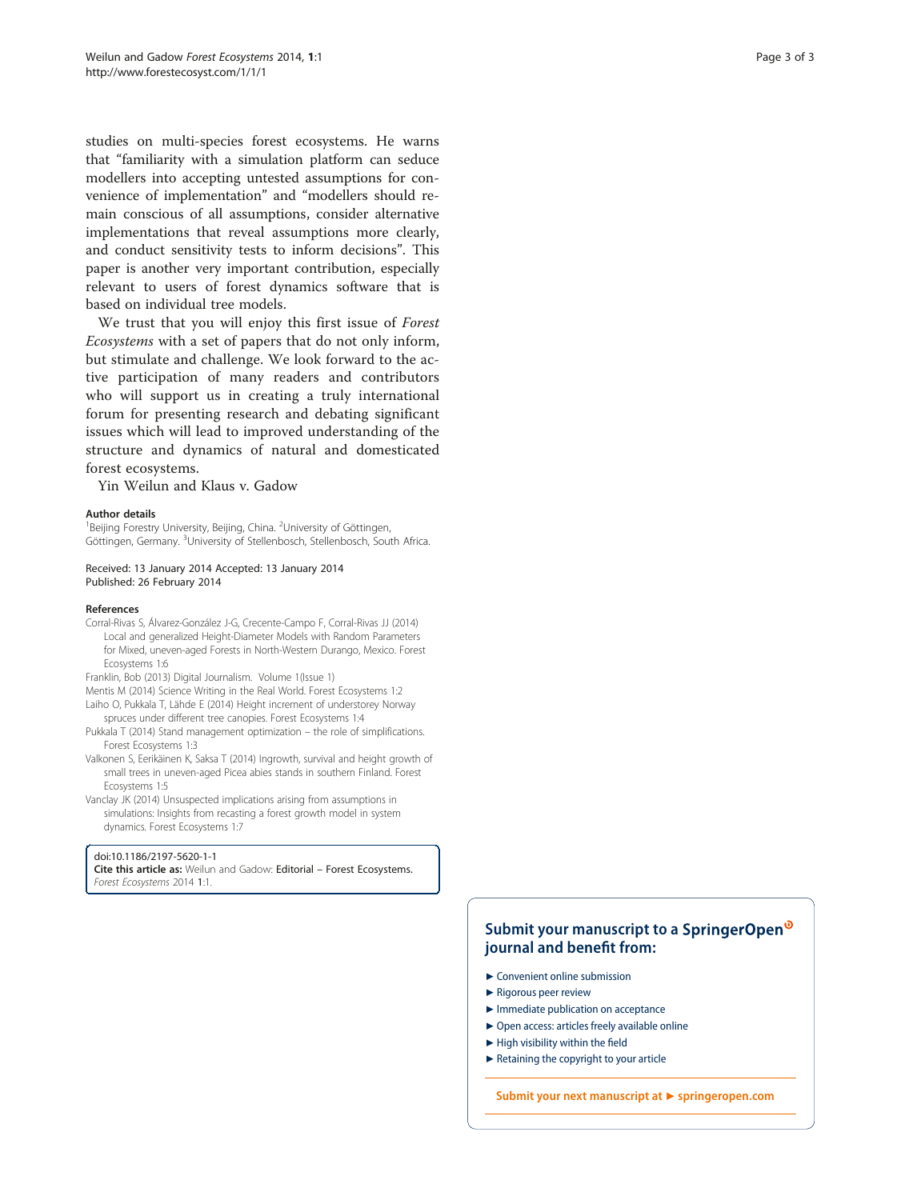studies on multi-species forest ecosystems. He warns that "familiarity with a simulation platform can seduce modellers into accepting untested assumptions for convenience of implementation" and "modellers should remain conscious of all assumptions, consider alternative implementations that reveal assumptions more clearly, and conduct sensitivity tests to inform decisions". This paper is another very important contribution, especially relevant to users of forest dynamics software that is based on individual tree models.

We trust that you will enjoy this first issue of *Forest Ecosystems* with a set of papers that do not only inform, but stimulate and challenge. We look forward to the active participation of many readers and contributors who will support us in creating a truly international forum for presenting research and debating significant issues which will lead to improved understanding of the structure and dynamics of natural and domesticated forest ecosystems.

Yin Weilun and Klaus v. Gadow

**Author details**

[1]Beijing Forestry University, Beijing, China. [2]University of Göttingen, Göttingen, Germany. [3]University of Stellenbosch, Stellenbosch, South Africa.

Received: 13 January 2014 Accepted: 13 January 2014
Published: 26 February 2014

**References**

Corral-Rivas S, Álvarez-González J-G, Crecente-Campo F, Corral-Rivas JJ (2014) Local and generalized Height-Diameter Models with Random Parameters for Mixed, uneven-aged Forests in North-Western Durango, Mexico. Forest Ecosystems 1:6

Franklin, Bob (2013) Digital Journalism. Volume 1(Issue 1)

Mentis M (2014) Science Writing in the Real World. Forest Ecosystems 1:2

Laiho O, Pukkala T, Lähde E (2014) Height increment of understorey Norway spruces under different tree canopies. Forest Ecosystems 1:4

Pukkala T (2014) Stand management optimization – the role of simplifications. Forest Ecosystems 1:3

Valkonen S, Eerikäinen K, Saksa T (2014) Ingrowth, survival and height growth of small trees in uneven-aged Picea abies stands in southern Finland. Forest Ecosystems 1:5

Vanclay JK (2014) Unsuspected implications arising from assumptions in simulations: Insights from recasting a forest growth model in system dynamics. Forest Ecosystems 1:7

doi:10.1186/2197-5620-1-1
**Cite this article as:** Weilun and Gadow: **Editorial – Forest Ecosystems.** *Forest Ecosystems* 2014 **1**:1.

**Submit your manuscript to a SpringerOpen journal and benefit from:**

- ► Convenient online submission
- ► Rigorous peer review
- ► Immediate publication on acceptance
- ► Open access: articles freely available online
- ► High visibility within the field
- ► Retaining the copyright to your article

**Submit your next manuscript at ► springeropen.com**